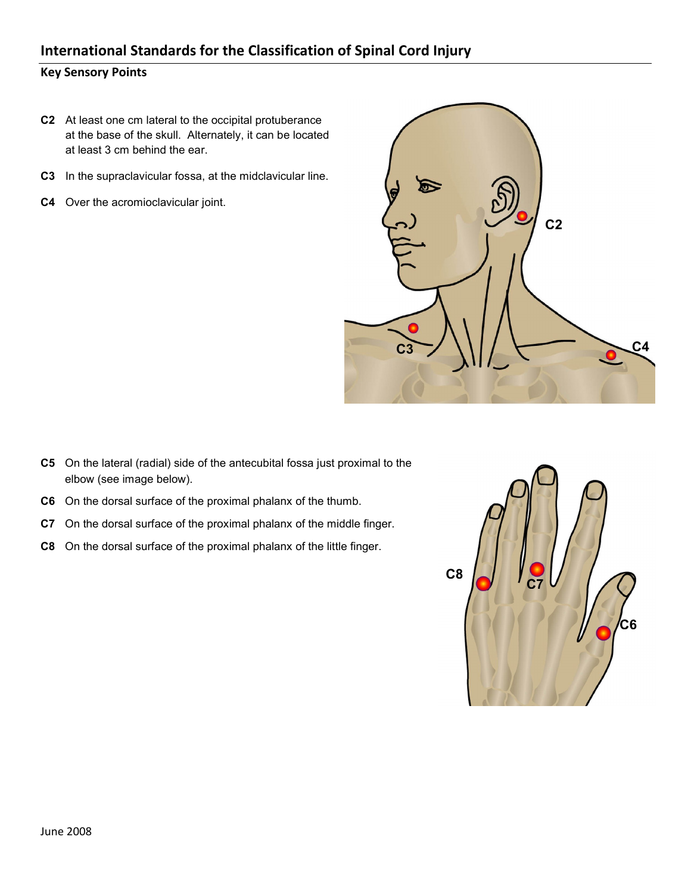# International Standards for the Classification of Spinal Cord Injury

## Key Sensory Points

- **C2** At least one cm lateral to the occipital protuberance at the base of the skull. Alternately, it can be located at least 3 cm behind the ear.
- **C3** In the supraclavicular fossa, at the midclavicular line.
- **C4** Over the acromioclavicular joint.

- **C5** On the lateral (radial) side of the antecubital fossa just proximal to the elbow (see image below).
- **C6** On the dorsal surface of the proximal phalanx of the thumb.
- **C7** On the dorsal surface of the proximal phalanx of the middle finger.
- **C8** On the dorsal surface of the proximal phalanx of the little finger.

June 2008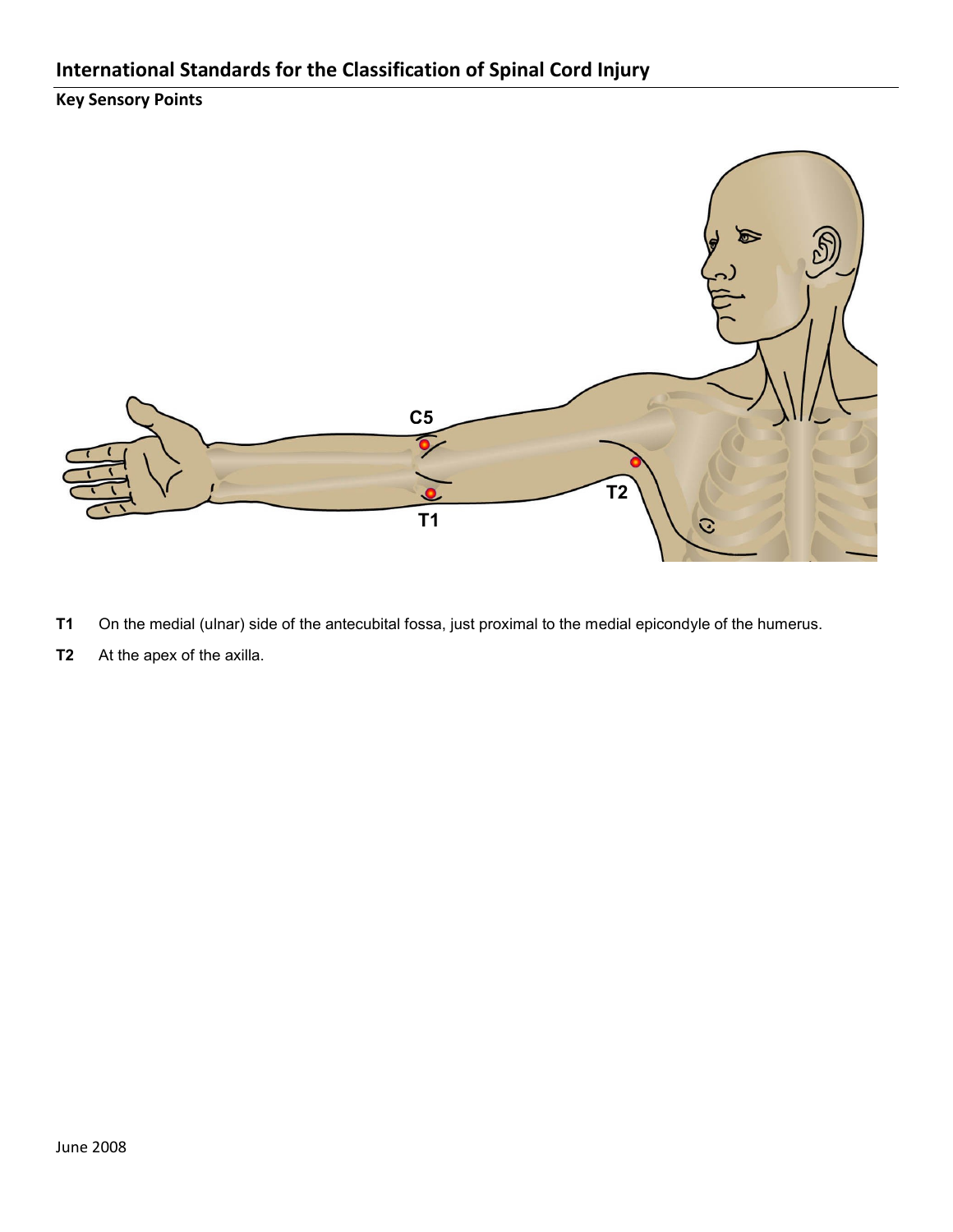## International Standards for the Classification of Spinal Cord Injury

### Key Sensory Points

C5

T1

T2

**T1** On the medial (ulnar) side of the antecubital fossa, just proximal to the medial epicondyle of the humerus.

**T2** At the apex of the axilla.

June 2008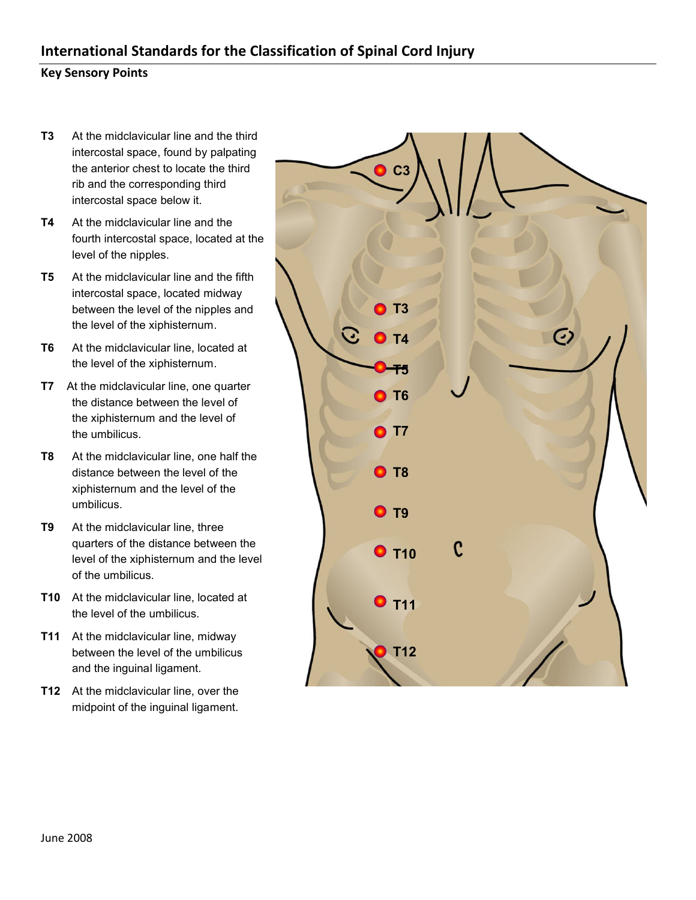## International Standards for the Classification of Spinal Cord Injury

### Key Sensory Points

**T3** At the midclavicular line and the third intercostal space, found by palpating the anterior chest to locate the third rib and the corresponding third intercostal space below it.

**T4** At the midclavicular line and the fourth intercostal space, located at the level of the nipples.

**T5** At the midclavicular line and the fifth intercostal space, located midway between the level of the nipples and the level of the xiphisternum.

**T6** At the midclavicular line, located at the level of the xiphisternum.

**T7** At the midclavicular line, one quarter the distance between the level of the xiphisternum and the level of the umbilicus.

**T8** At the midclavicular line, one half the distance between the level of the xiphisternum and the level of the umbilicus.

**T9** At the midclavicular line, three quarters of the distance between the level of the xiphisternum and the level of the umbilicus.

**T10** At the midclavicular line, located at the level of the umbilicus.

**T11** At the midclavicular line, midway between the level of the umbilicus and the inguinal ligament.

**T12** At the midclavicular line, over the midpoint of the inguinal ligament.

C3
T3
T4
T5
T6
T7
T8
T9
T10
T11
T12

June 2008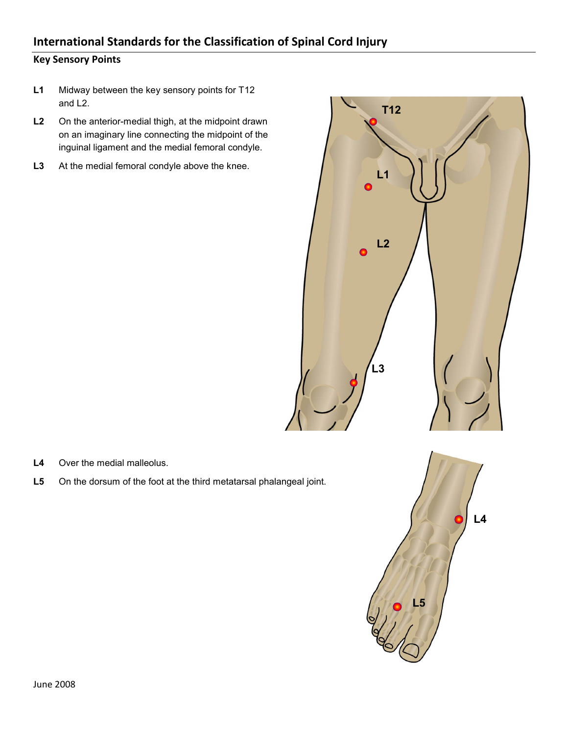## International Standards for the Classification of Spinal Cord Injury

### Key Sensory Points

- **L1** Midway between the key sensory points for T12 and L2.
- **L2** On the anterior-medial thigh, at the midpoint drawn on an imaginary line connecting the midpoint of the inguinal ligament and the medial femoral condyle.
- **L3** At the medial femoral condyle above the knee.

- **L4** Over the medial malleolus.
- **L5** On the dorsum of the foot at the third metatarsal phalangeal joint.

June 2008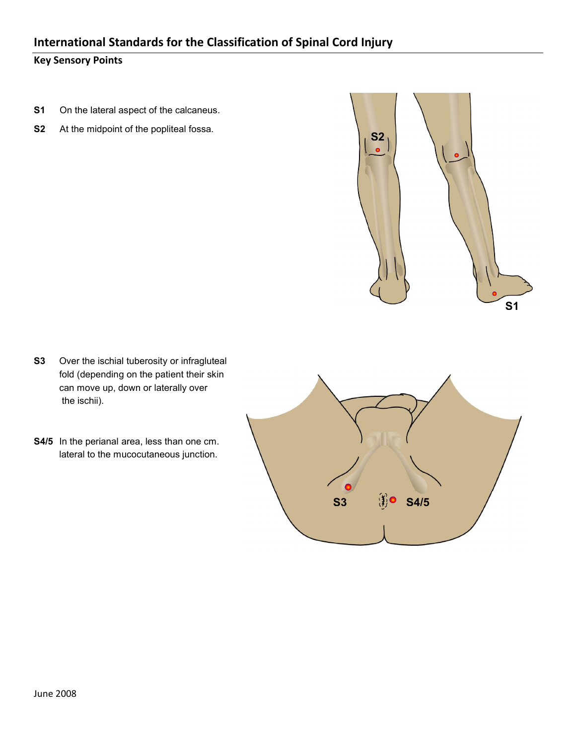## International Standards for the Classification of Spinal Cord Injury

### Key Sensory Points

**S1** On the lateral aspect of the calcaneus.

**S2** At the midpoint of the popliteal fossa.

**S3** Over the ischial tuberosity or infragluteal fold (depending on the patient their skin can move up, down or laterally over the ischii).

**S4/5** In the perianal area, less than one cm. lateral to the mucocutaneous junction.

June 2008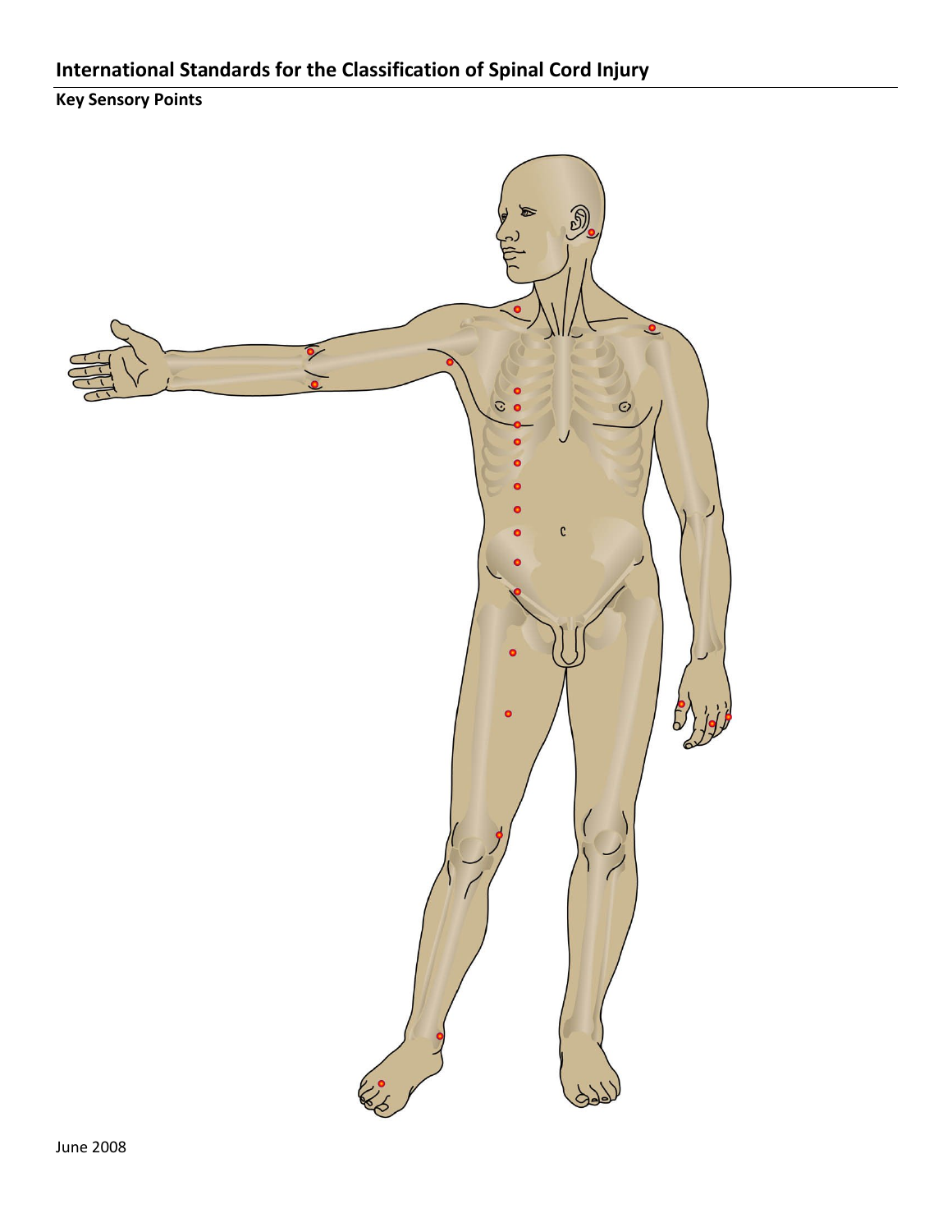## International Standards for the Classification of Spinal Cord Injury

**Key Sensory Points**

June 2008